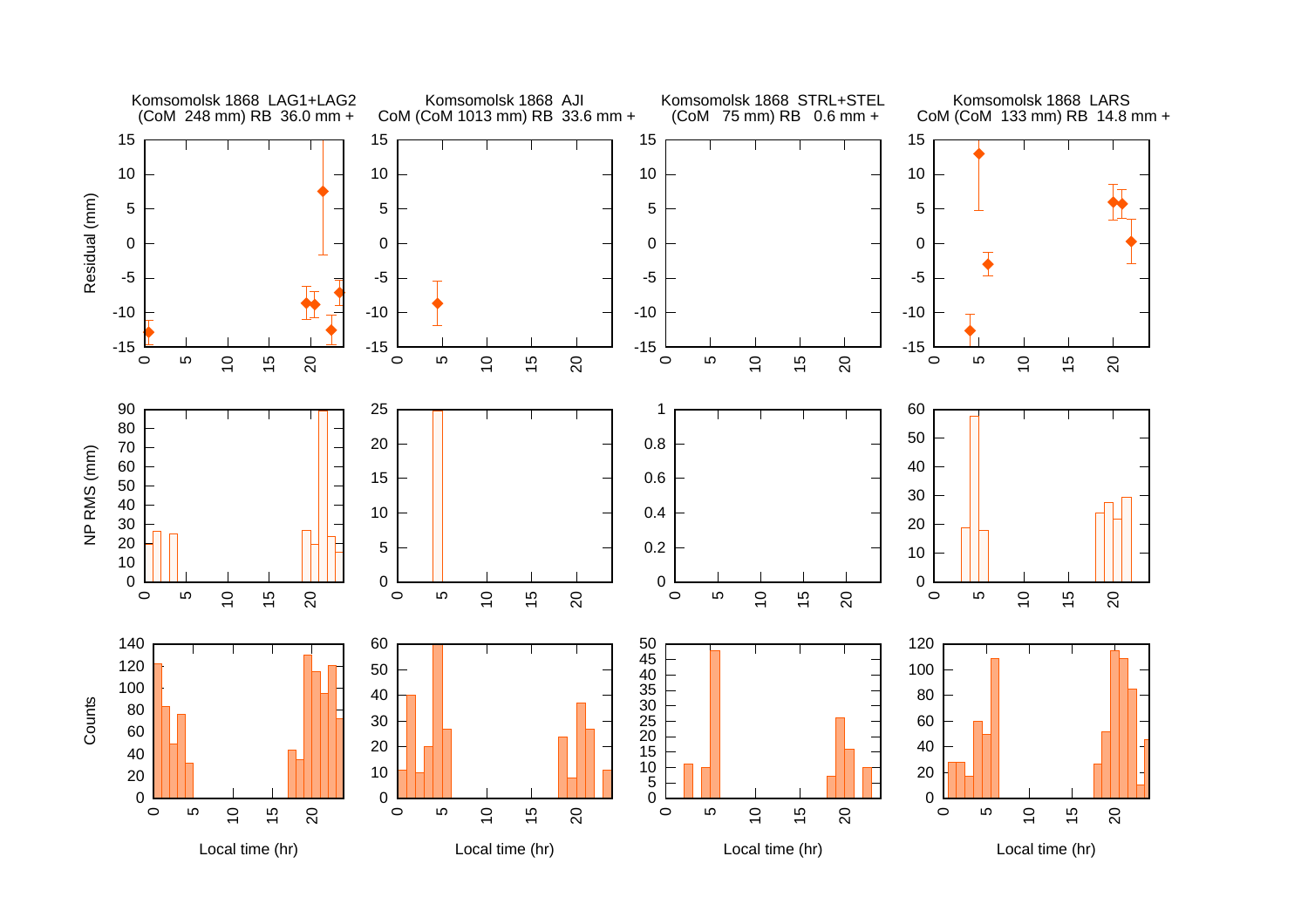Komsomolsk 1868 LAG1+LAG2 (CoM 248 mm) RB 36.0 mm +

Komsomolsk 1868 AJI CoM (CoM 1013 mm) RB 33.6 mm +

Komsomolsk 1868 STRL+STEL (CoM 75 mm) RB 0.6 mm +

Komsomolsk 1868 LARS CoM (CoM 133 mm) RB 14.8 mm +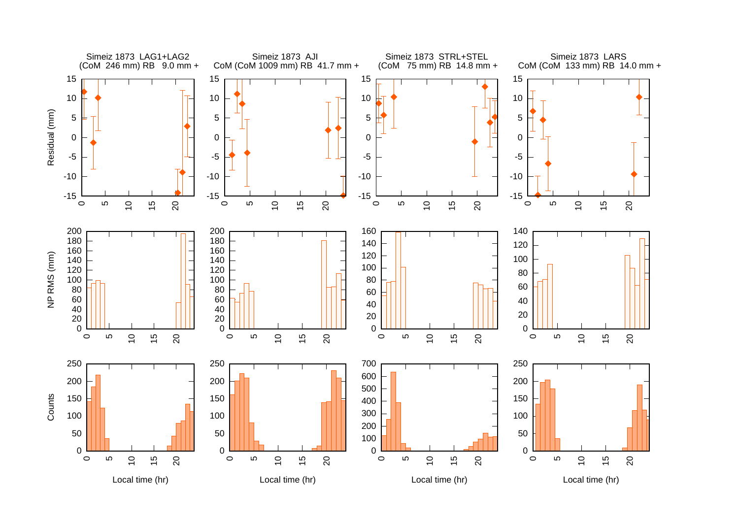Simeiz 1873 LAG1+LAG2
(CoM 246 mm) RB 9.0 mm +

Simeiz 1873 AJI
CoM (CoM 1009 mm) RB 41.7 mm +

Simeiz 1873 STRL+STEL
(CoM 75 mm) RB 14.8 mm +

Simeiz 1873 LARS
CoM (CoM 133 mm) RB 14.0 mm +

Residual (mm)

NP RMS (mm)

Counts

Local time (hr)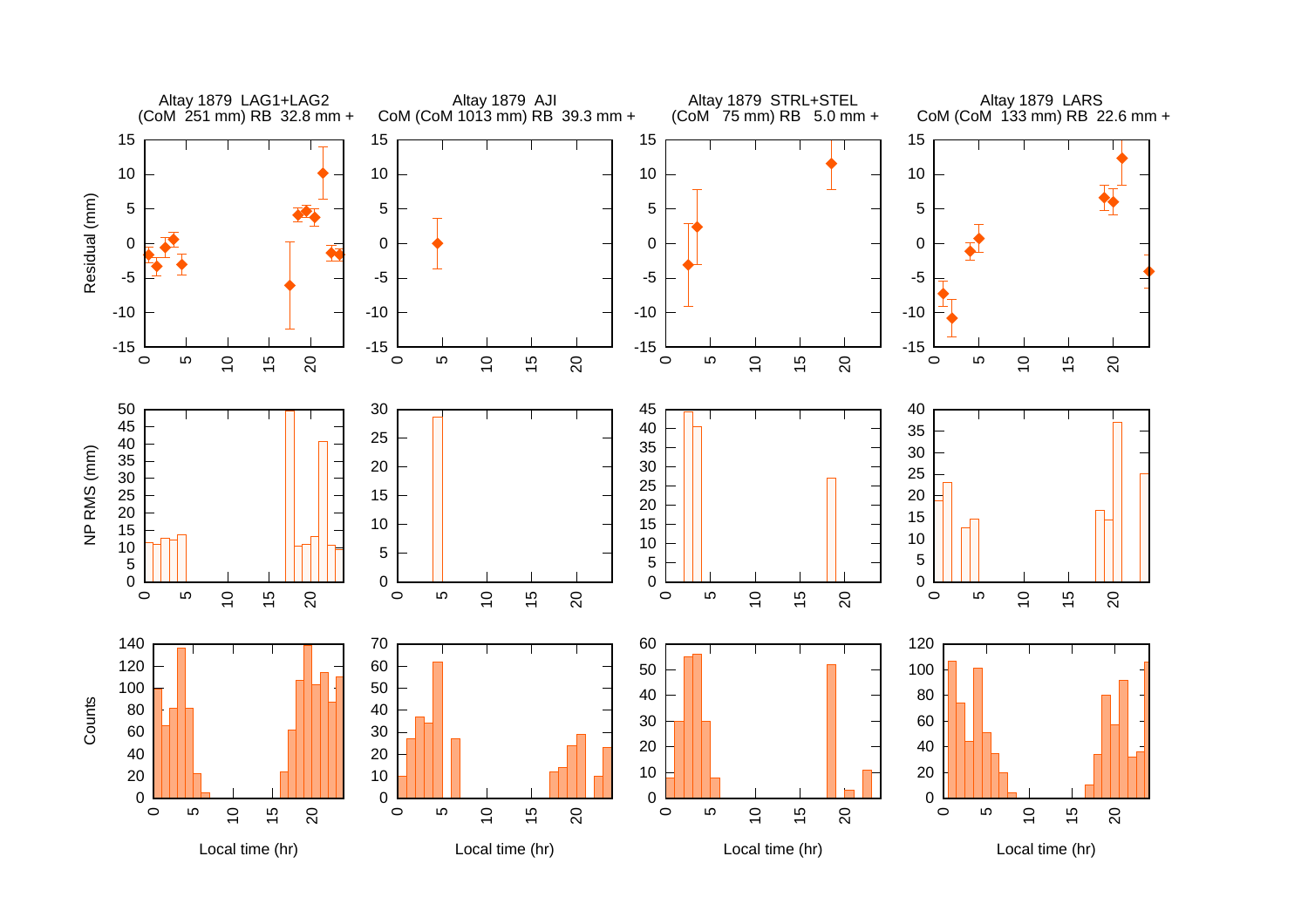Altay 1879 LAG1+LAG2
(CoM 251 mm) RB 32.8 mm +

Altay 1879 AJI
CoM (CoM 1013 mm) RB 39.3 mm +

Altay 1879 STRL+STEL
(CoM 75 mm) RB 5.0 mm +

Altay 1879 LARS
CoM (CoM 133 mm) RB 22.6 mm +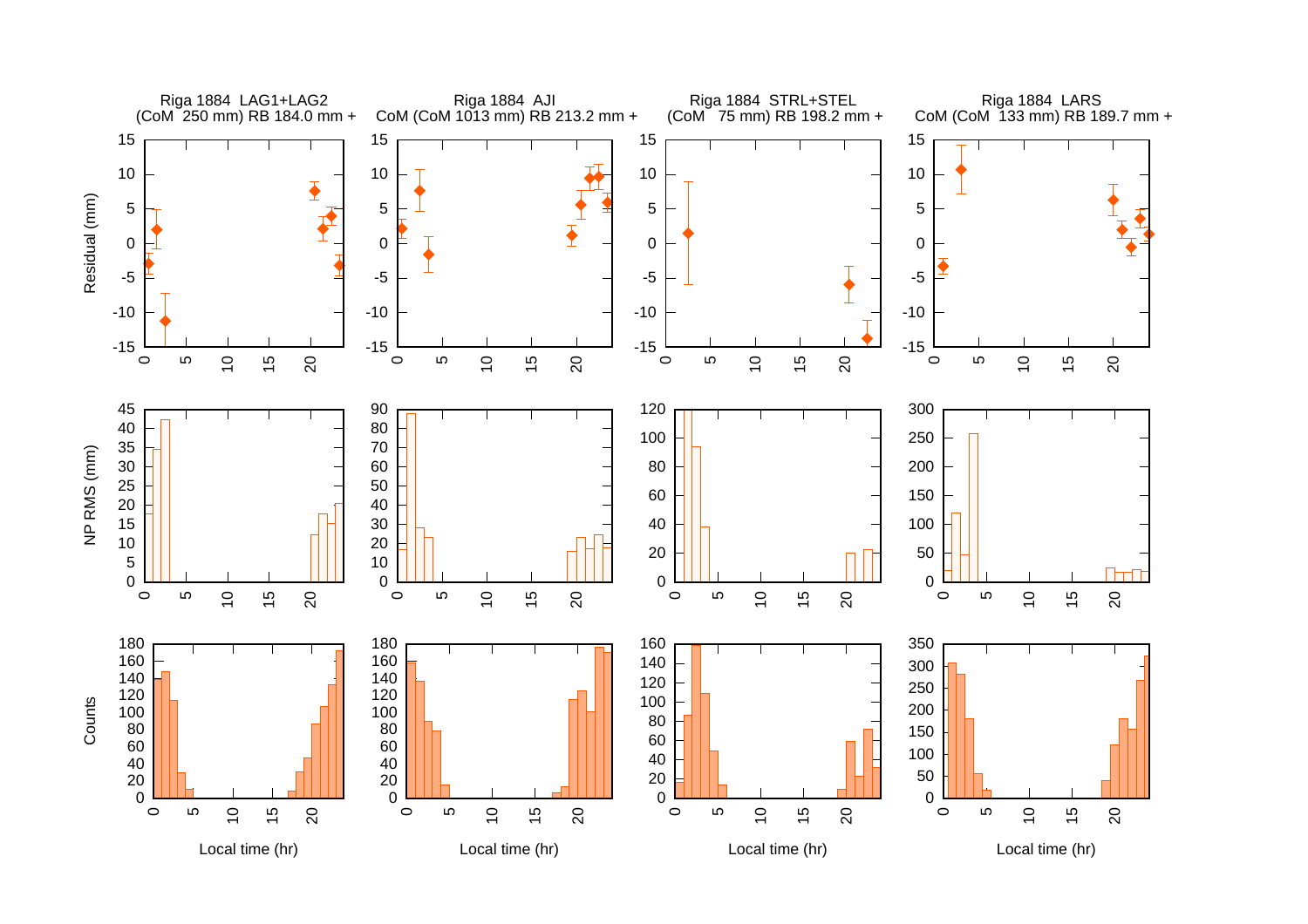Riga 1884 LAG1+LAG2
(CoM 250 mm) RB 184.0 mm +

Riga 1884 AJI
CoM (CoM 1013 mm) RB 213.2 mm +

Riga 1884 STRL+STEL
(CoM 75 mm) RB 198.2 mm +

Riga 1884 LARS
CoM (CoM 133 mm) RB 189.7 mm +

Residual (mm)

NP RMS (mm)

Counts

Local time (hr)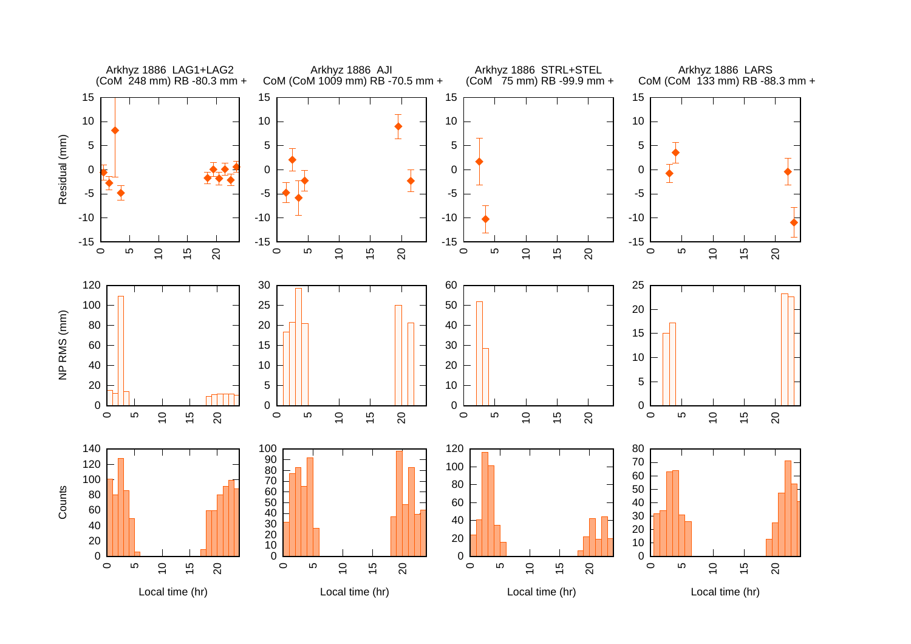Arkhyz 1886 LAG1+LAG2
(CoM 248 mm) RB -80.3 mm +

Arkhyz 1886 AJI
CoM (CoM 1009 mm) RB -70.5 mm +

Arkhyz 1886 STRL+STEL
(CoM 75 mm) RB -99.9 mm +

Arkhyz 1886 LARS
CoM (CoM 133 mm) RB -88.3 mm +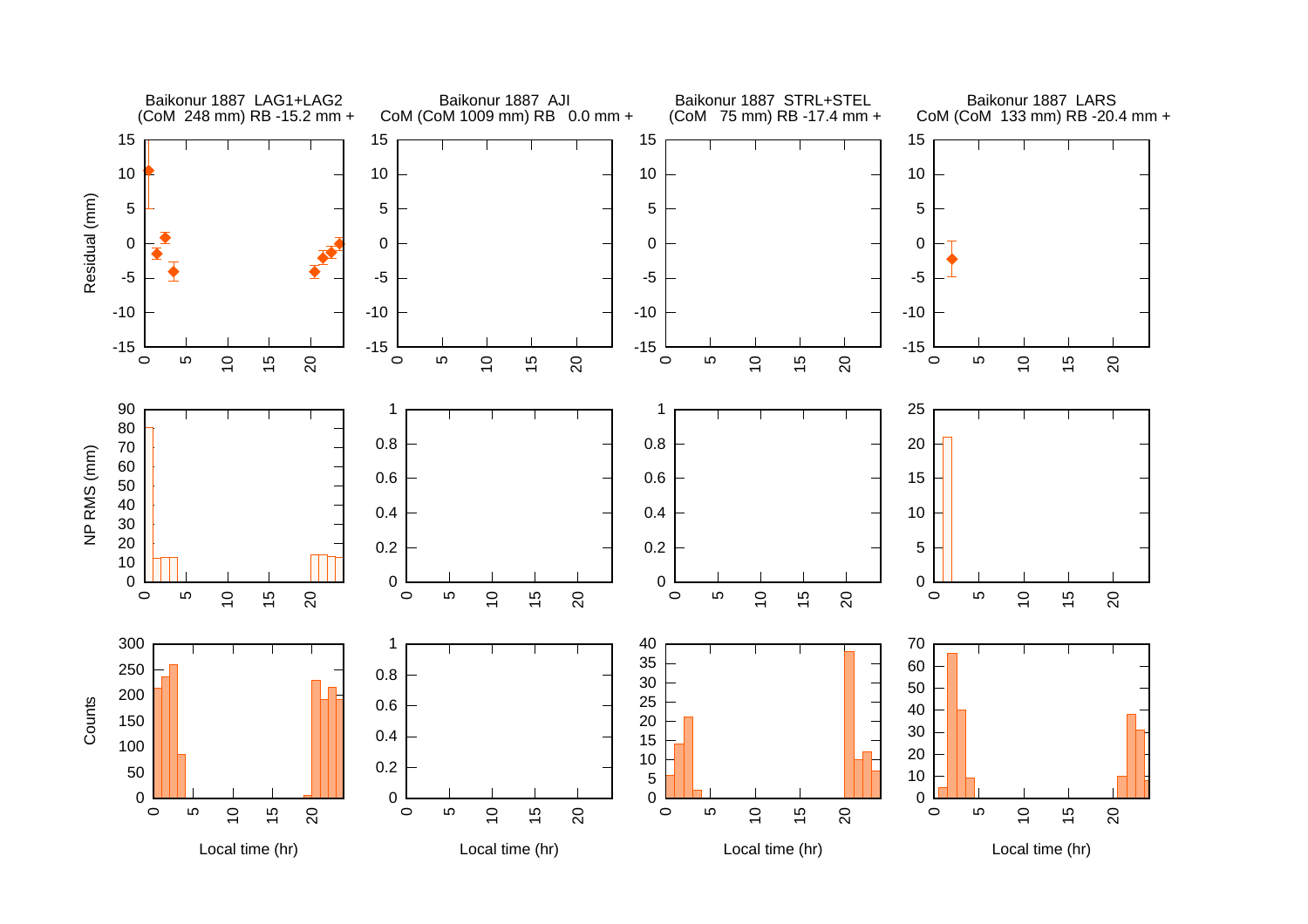Baikonur 1887 LAG1+LAG2
(CoM 248 mm) RB -15.2 mm +

Baikonur 1887 AJI
CoM (CoM 1009 mm) RB 0.0 mm +

Baikonur 1887 STRL+STEL
(CoM 75 mm) RB -17.4 mm +

Baikonur 1887 LARS
CoM (CoM 133 mm) RB -20.4 mm +

Residual (mm)

NP RMS (mm)

Counts

Local time (hr)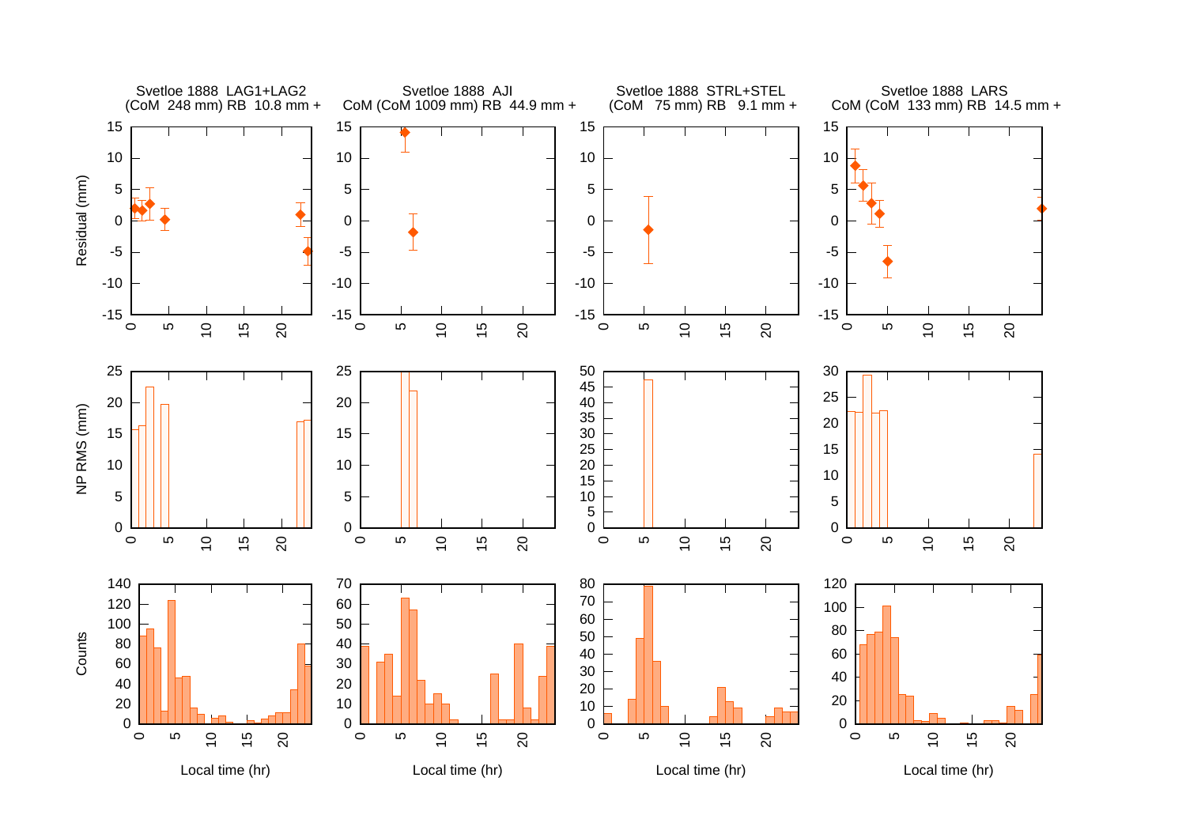Svetloe 1888 LAG1+LAG2
(CoM 248 mm) RB 10.8 mm +

Svetloe 1888 AJI
CoM (CoM 1009 mm) RB 44.9 mm +

Svetloe 1888 STRL+STEL
(CoM 75 mm) RB 9.1 mm +

Svetloe 1888 LARS
CoM (CoM 133 mm) RB 14.5 mm +

Residual (mm)

NP RMS (mm)

Counts

Local time (hr)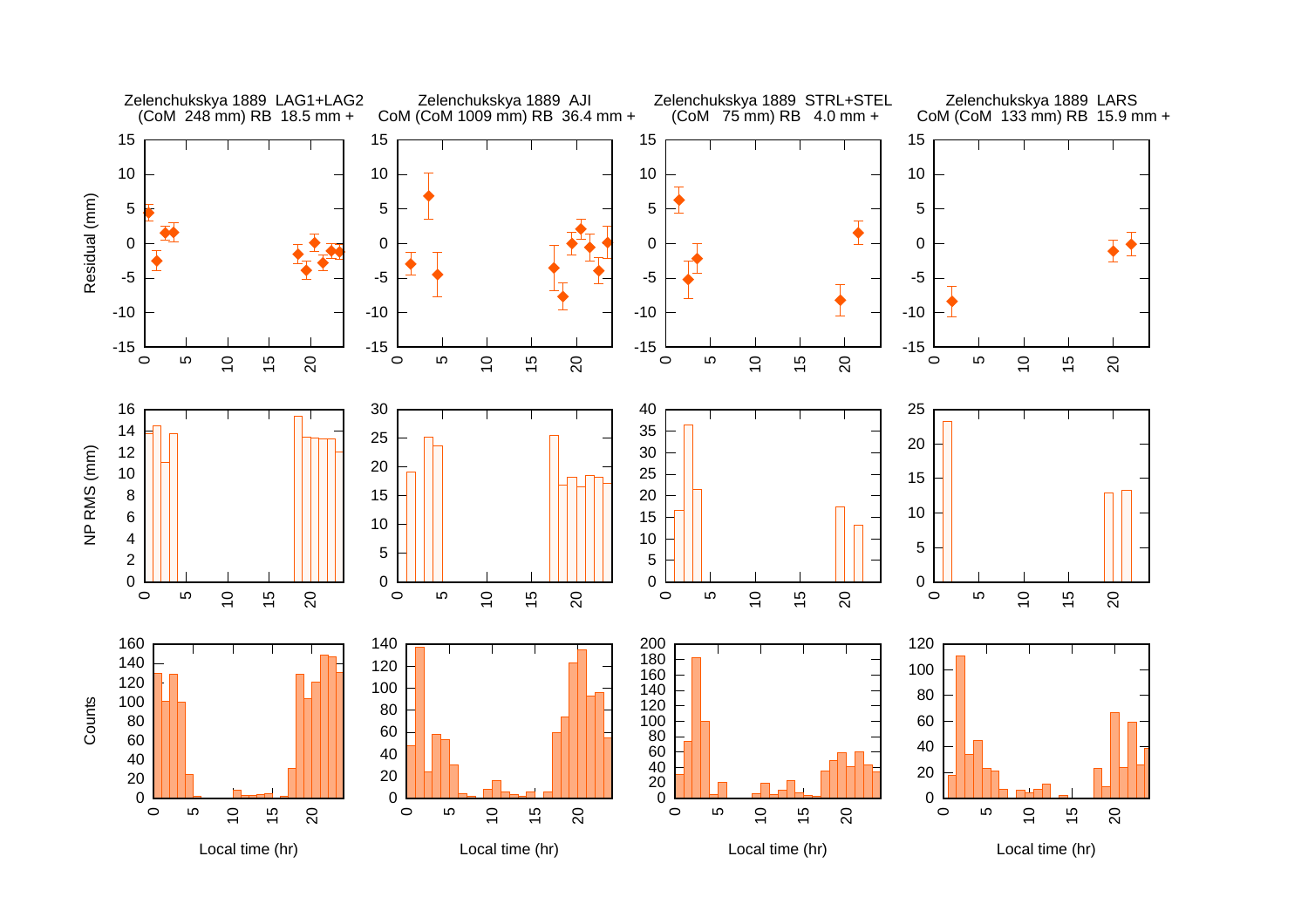Zelenchukskya 1889 LAG1+LAG2
(CoM 248 mm) RB 18.5 mm +

Zelenchukskya 1889 AJI
CoM (CoM 1009 mm) RB 36.4 mm +

Zelenchukskya 1889 STRL+STEL
(CoM 75 mm) RB 4.0 mm +

Zelenchukskya 1889 LARS
CoM (CoM 133 mm) RB 15.9 mm +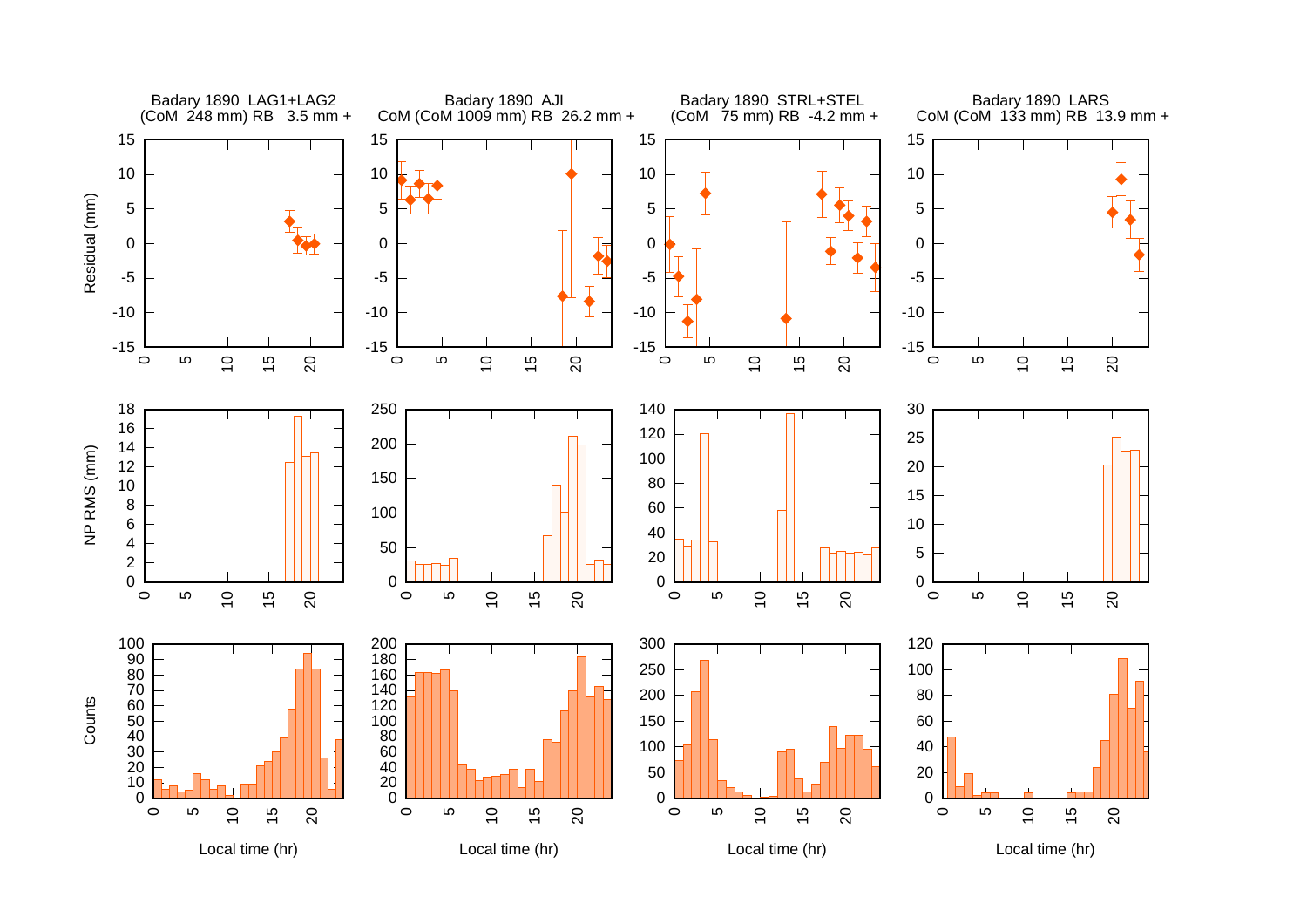Badary 1890 LAG1+LAG2
(CoM 248 mm) RB 3.5 mm +

Badary 1890 AJI
CoM (CoM 1009 mm) RB 26.2 mm +

Badary 1890 STRL+STEL
(CoM 75 mm) RB -4.2 mm +

Badary 1890 LARS
CoM (CoM 133 mm) RB 13.9 mm +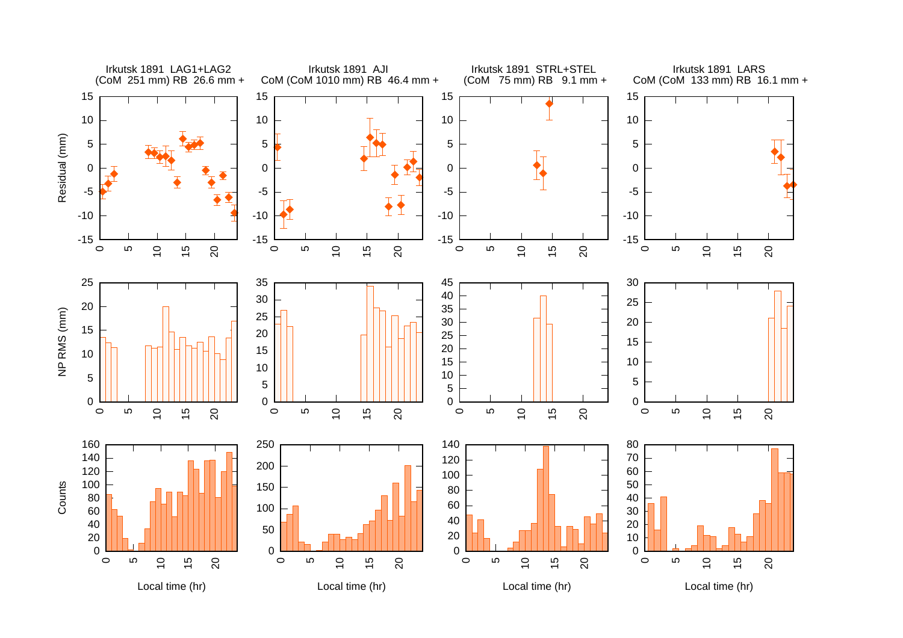Irkutsk 1891 LAG1+LAG2
(CoM 251 mm) RB 26.6 mm +

Irkutsk 1891 AJI
CoM (CoM 1010 mm) RB 46.4 mm +

Irkutsk 1891 STRL+STEL
(CoM 75 mm) RB 9.1 mm +

Irkutsk 1891 LARS
CoM (CoM 133 mm) RB 16.1 mm +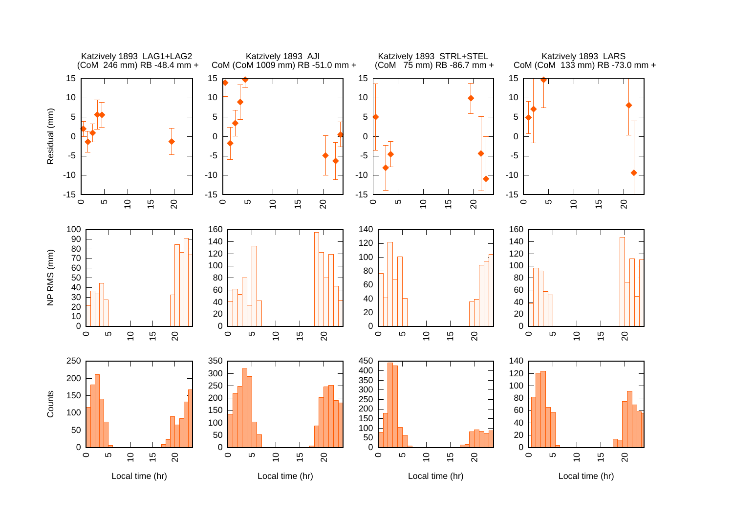Katzively 1893 LAG1+LAG2
(CoM 246 mm) RB -48.4 mm +

Katzively 1893 AJI
CoM (CoM 1009 mm) RB -51.0 mm +

Katzively 1893 STRL+STEL
(CoM 75 mm) RB -86.7 mm +

Katzively 1893 LARS
CoM (CoM 133 mm) RB -73.0 mm +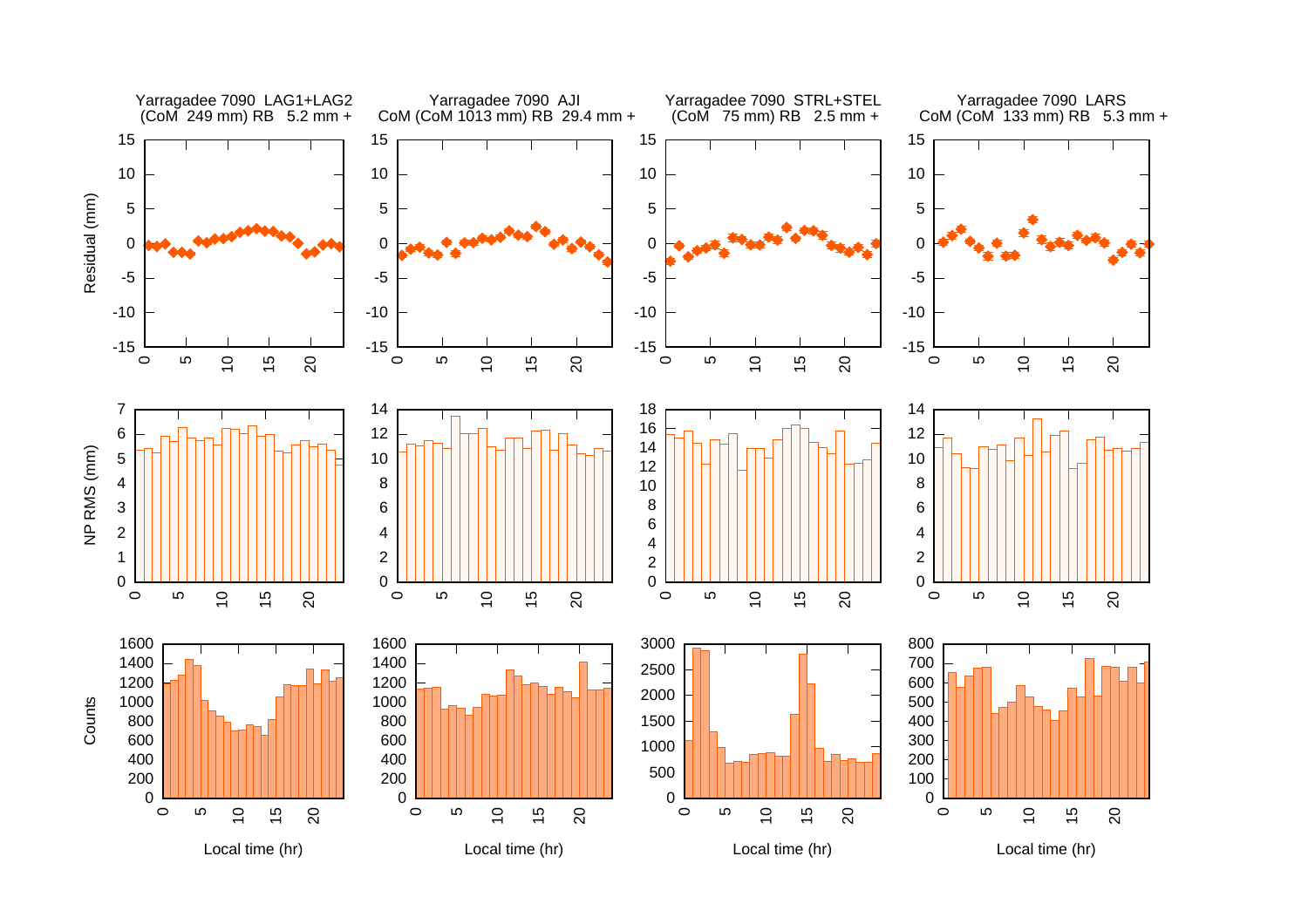Yarragadee 7090 LAG1+LAG2
(CoM 249 mm) RB 5.2 mm +

Yarragadee 7090 AJI
CoM (CoM 1013 mm) RB 29.4 mm +

Yarragadee 7090 STRL+STEL
(CoM 75 mm) RB 2.5 mm +

Yarragadee 7090 LARS
CoM (CoM 133 mm) RB 5.3 mm +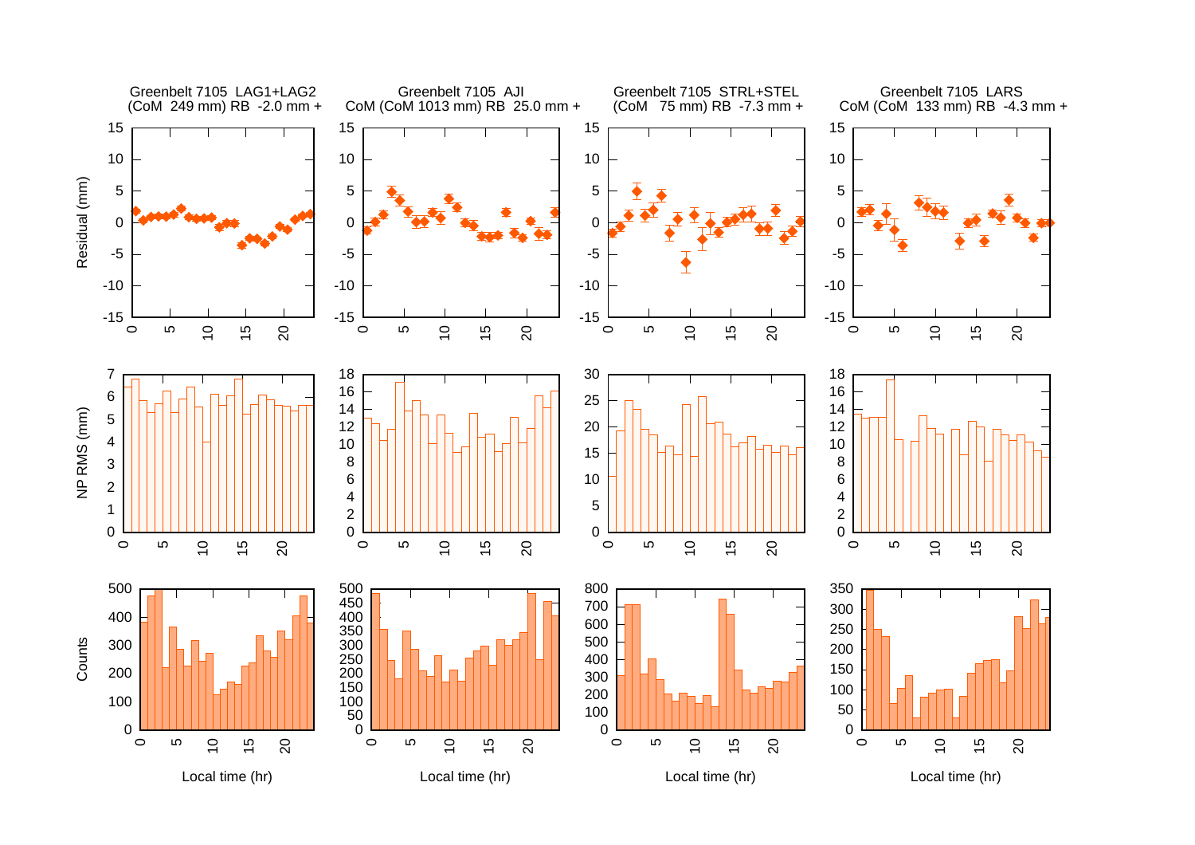Greenbelt 7105 LAG1+LAG2
(CoM 249 mm) RB -2.0 mm +

Greenbelt 7105 AJI
CoM (CoM 1013 mm) RB 25.0 mm +

Greenbelt 7105 STRL+STEL
(CoM 75 mm) RB -7.3 mm +

Greenbelt 7105 LARS
CoM (CoM 133 mm) RB -4.3 mm +

Residual (mm)

NP RMS (mm)

Counts

Local time (hr)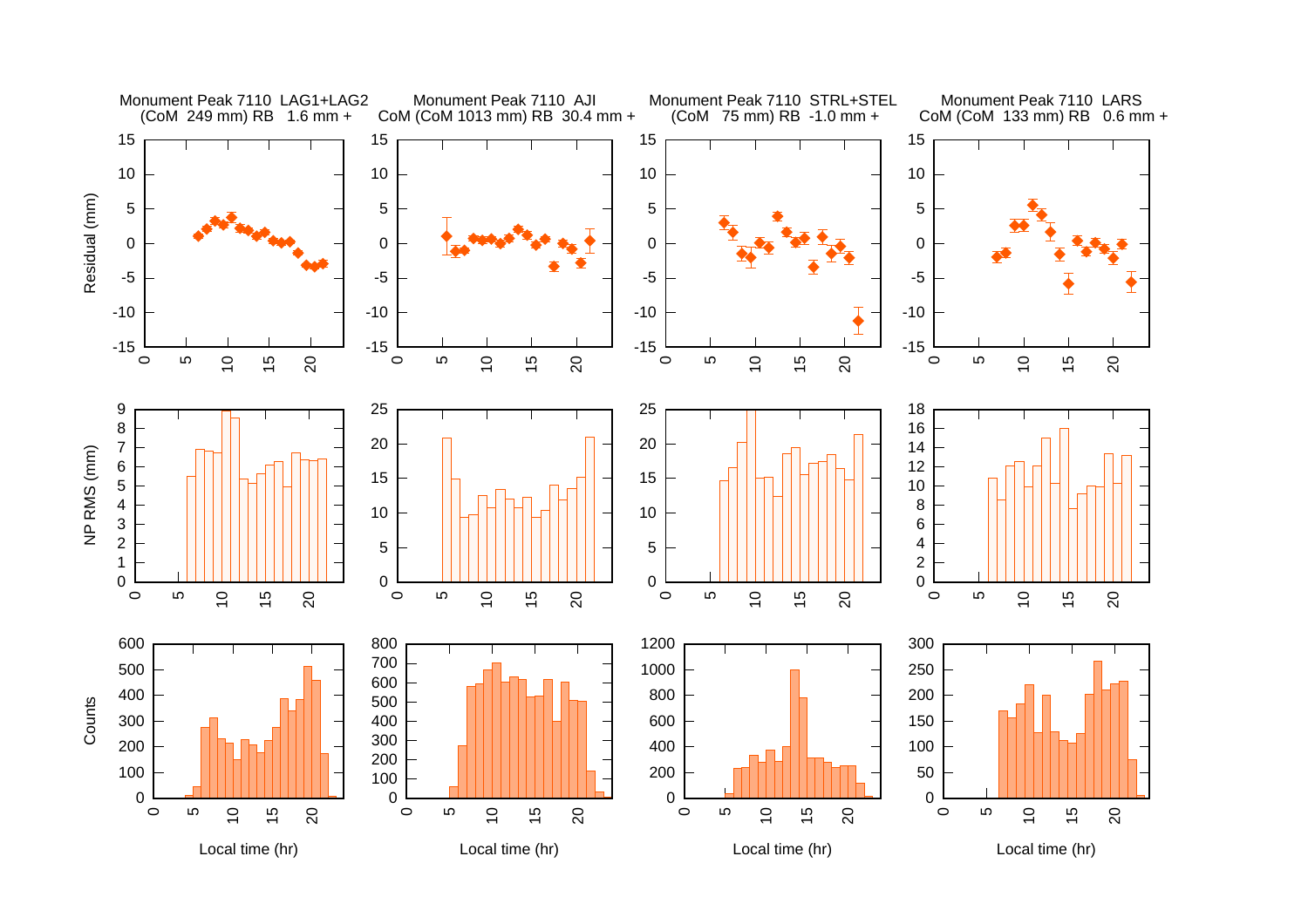Monument Peak 7110 LAG1+LAG2
(CoM 249 mm) RB 1.6 mm +

Monument Peak 7110 AJI
CoM (CoM 1013 mm) RB 30.4 mm +

Monument Peak 7110 STRL+STEL
(CoM 75 mm) RB -1.0 mm +

Monument Peak 7110 LARS
CoM (CoM 133 mm) RB 0.6 mm +

Residual (mm)

NP RMS (mm)

Counts

Local time (hr)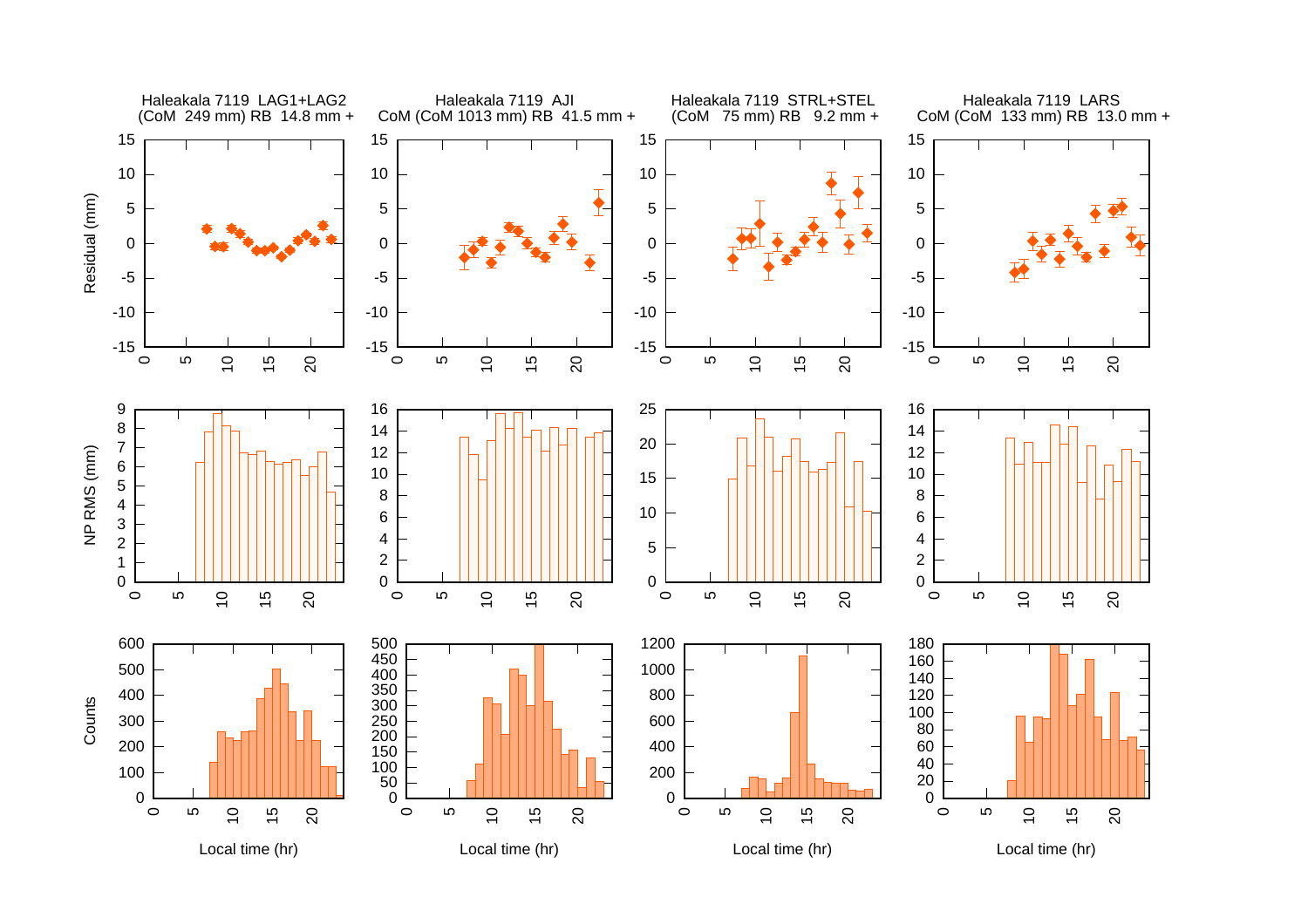Haleakala 7119 LAG1+LAG2
(CoM 249 mm) RB 14.8 mm +

Haleakala 7119 AJI
CoM (CoM 1013 mm) RB 41.5 mm +

Haleakala 7119 STRL+STEL
(CoM 75 mm) RB 9.2 mm +

Haleakala 7119 LARS
CoM (CoM 133 mm) RB 13.0 mm +

Residual (mm)

NP RMS (mm)

Counts

Local time (hr)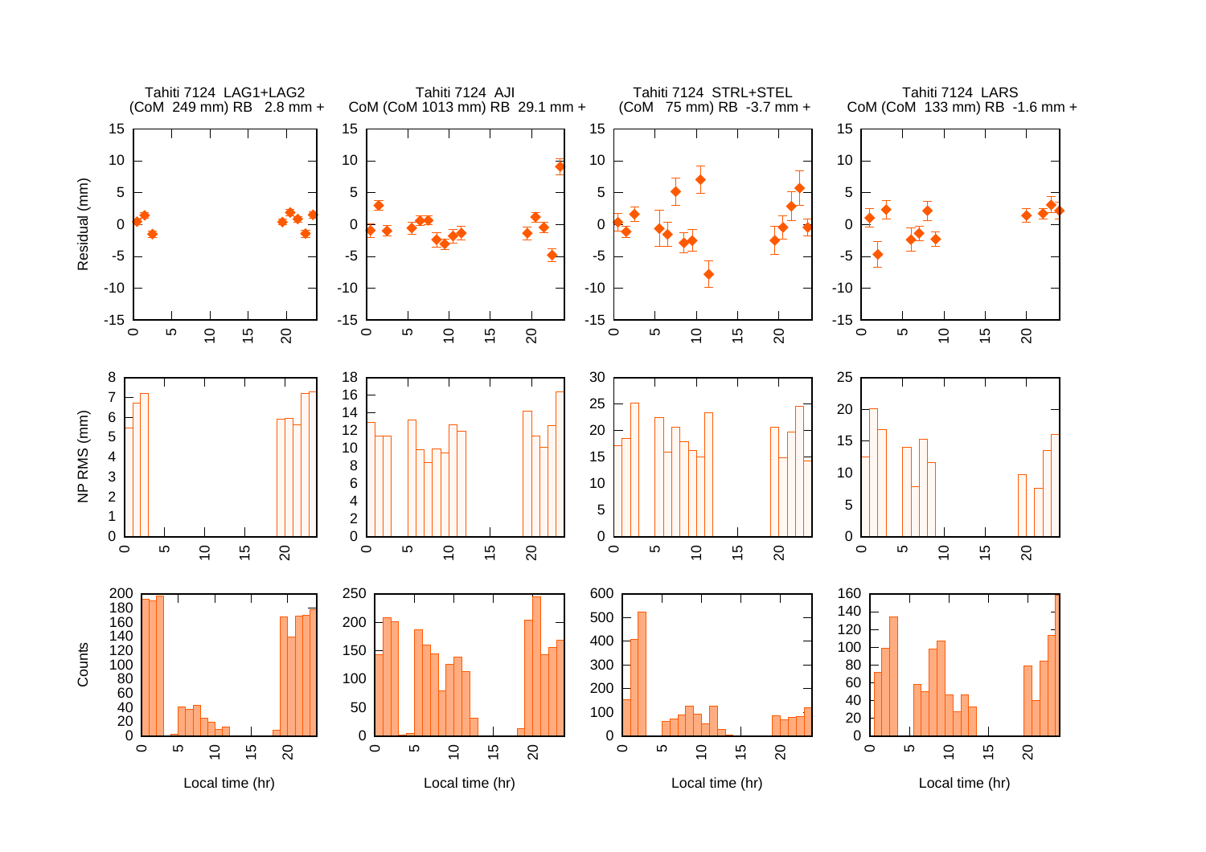Tahiti 7124 LAG1+LAG2
(CoM 249 mm) RB 2.8 mm +

Tahiti 7124 AJI
CoM (CoM 1013 mm) RB 29.1 mm +

Tahiti 7124 STRL+STEL
(CoM 75 mm) RB -3.7 mm +

Tahiti 7124 LARS
CoM (CoM 133 mm) RB -1.6 mm +

Residual (mm)

NP RMS (mm)

Counts

Local time (hr)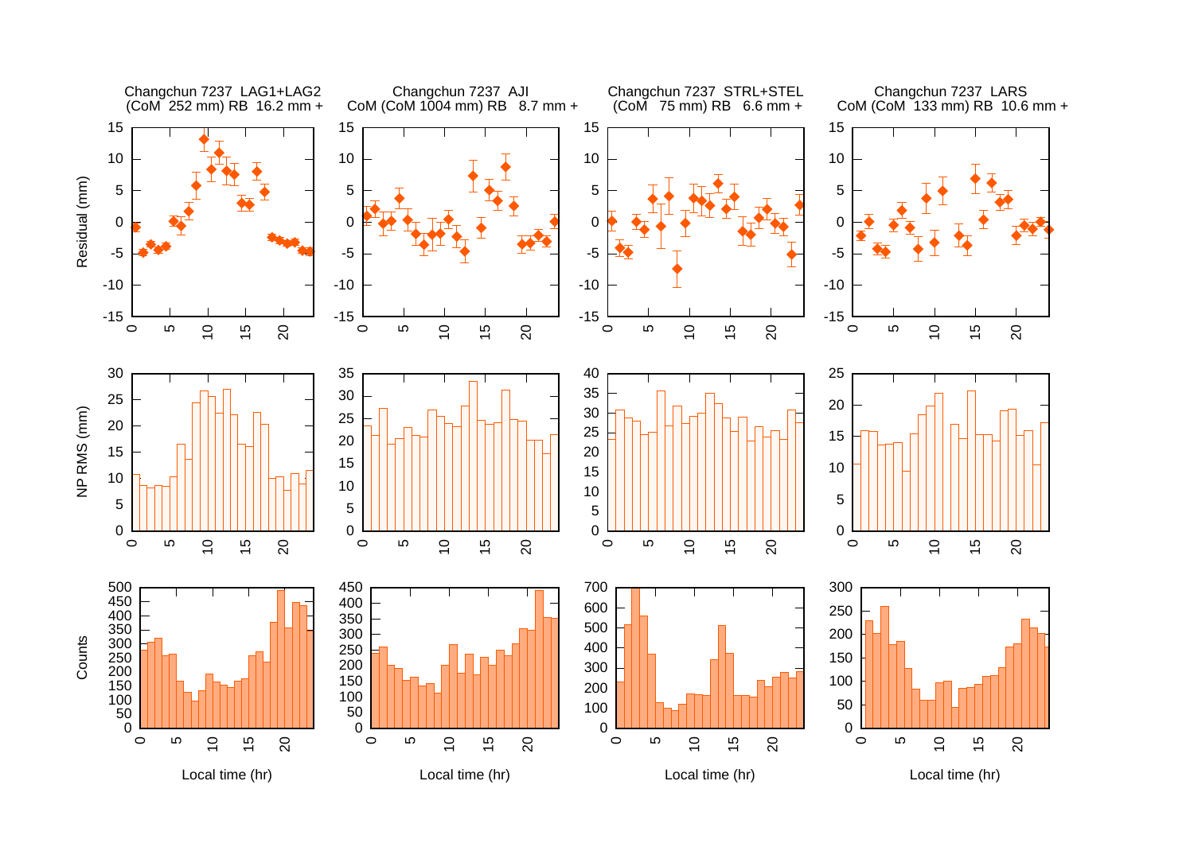Changchun 7237 LAG1+LAG2
(CoM 252 mm) RB 16.2 mm +

Changchun 7237 AJI
CoM (CoM 1004 mm) RB 8.7 mm +

Changchun 7237 STRL+STEL
(CoM 75 mm) RB 6.6 mm +

Changchun 7237 LARS
CoM (CoM 133 mm) RB 10.6 mm +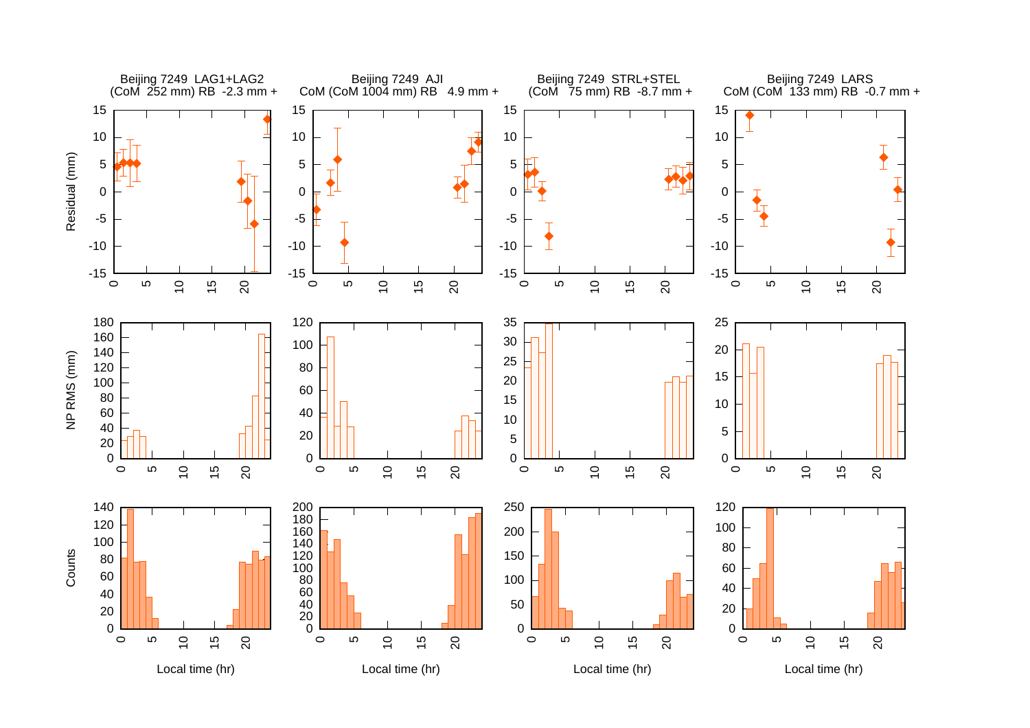Beijing 7249 LAG1+LAG2
(CoM 252 mm) RB -2.3 mm +

Beijing 7249 AJI
CoM (CoM 1004 mm) RB 4.9 mm +

Beijing 7249 STRL+STEL
(CoM 75 mm) RB -8.7 mm +

Beijing 7249 LARS
CoM (CoM 133 mm) RB -0.7 mm +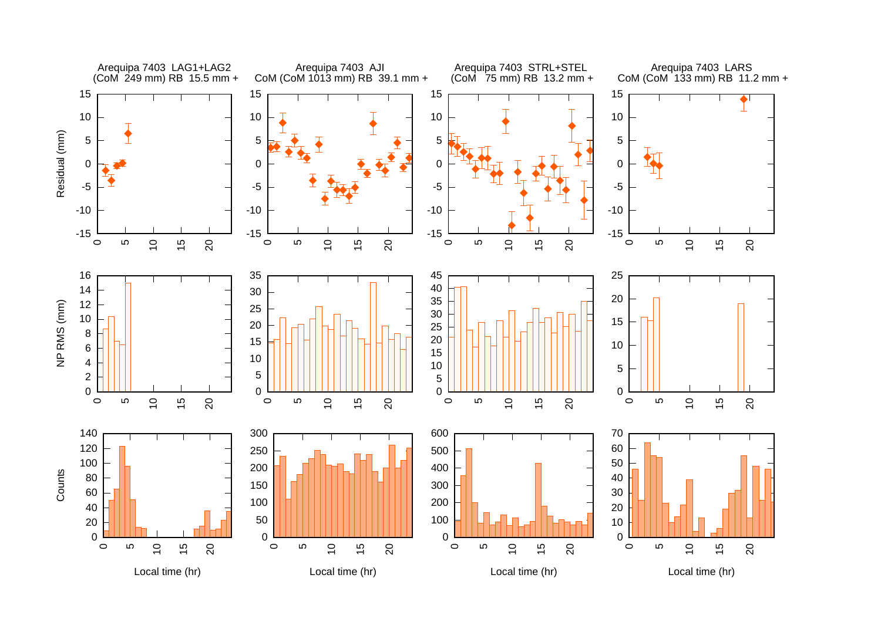Arequipa 7403 LAG1+LAG2
(CoM 249 mm) RB 15.5 mm +

Arequipa 7403 AJI
CoM (CoM 1013 mm) RB 39.1 mm +

Arequipa 7403 STRL+STEL
(CoM 75 mm) RB 13.2 mm +

Arequipa 7403 LARS
CoM (CoM 133 mm) RB 11.2 mm +

Residual (mm)

NP RMS (mm)

Counts

Local time (hr)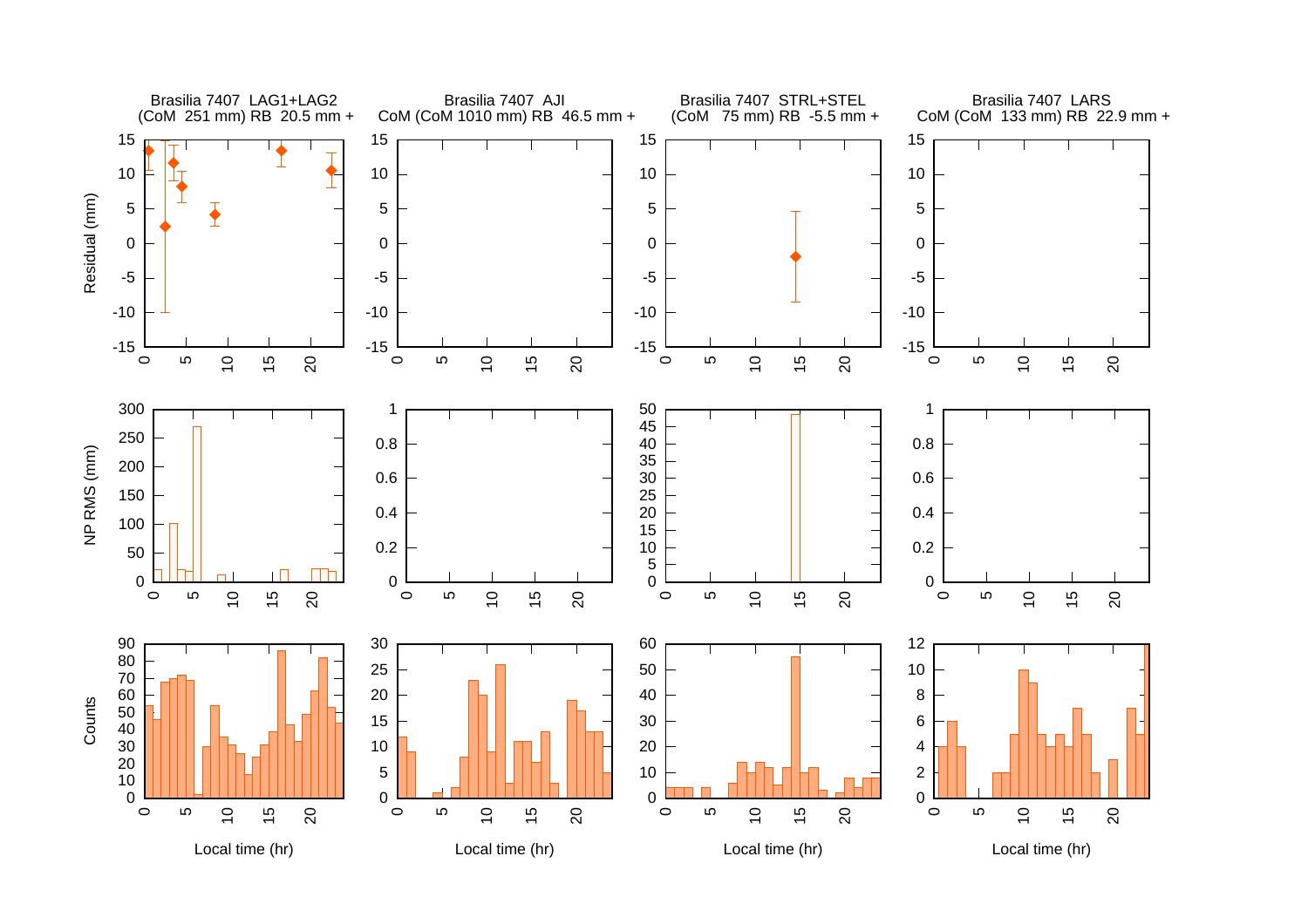Brasilia 7407 LAG1+LAG2
(CoM 251 mm) RB 20.5 mm +

Brasilia 7407 AJI
CoM (CoM 1010 mm) RB 46.5 mm +

Brasilia 7407 STRL+STEL
(CoM 75 mm) RB -5.5 mm +

Brasilia 7407 LARS
CoM (CoM 133 mm) RB 22.9 mm +

Residual (mm)

NP RMS (mm)

Counts

Local time (hr)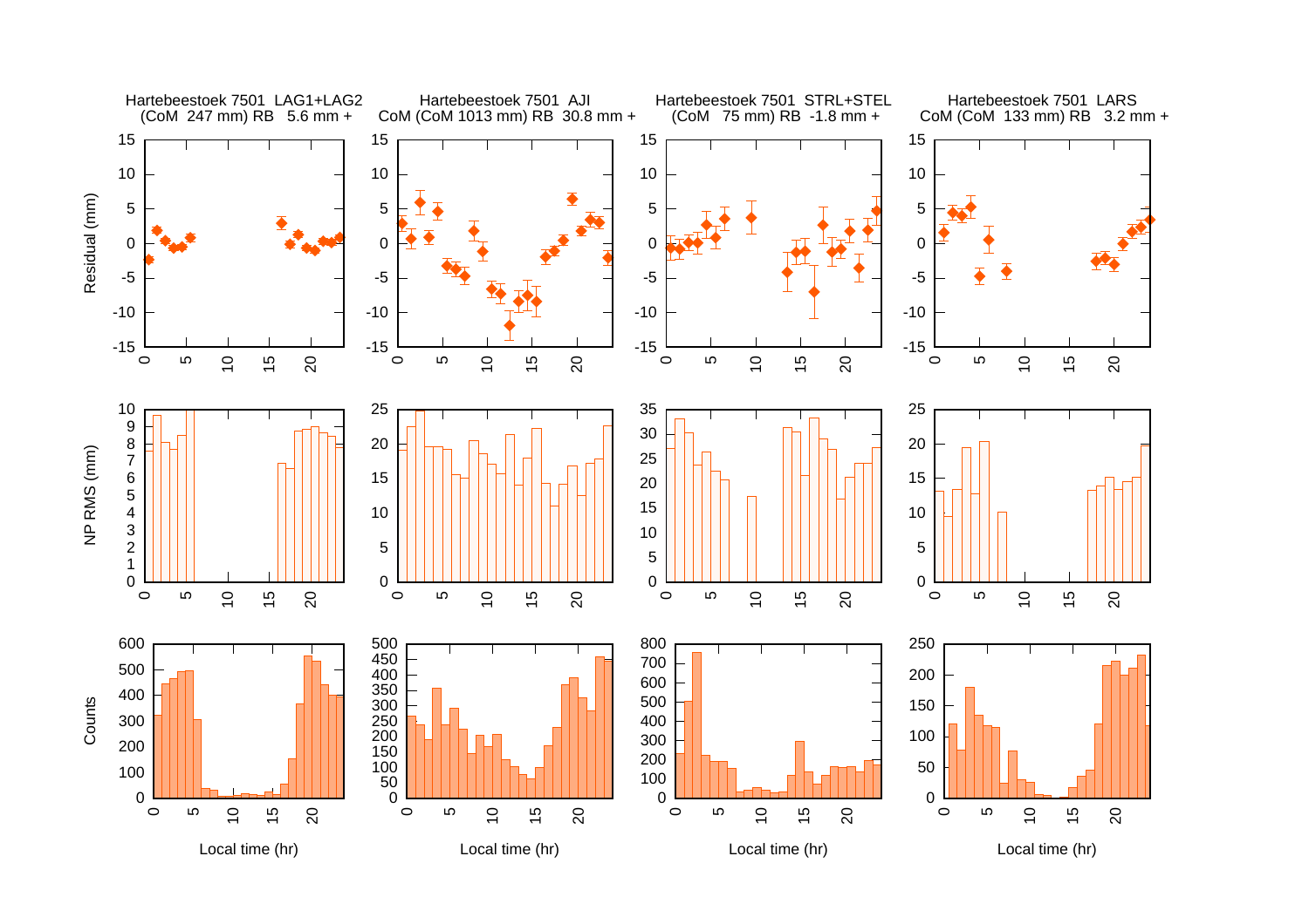Hartebeestoek 7501 LAG1+LAG2
(CoM 247 mm) RB 5.6 mm +

Hartebeestoek 7501 AJI
CoM (CoM 1013 mm) RB 30.8 mm +

Hartebeestoek 7501 STRL+STEL
(CoM 75 mm) RB -1.8 mm +

Hartebeestoek 7501 LARS
CoM (CoM 133 mm) RB 3.2 mm +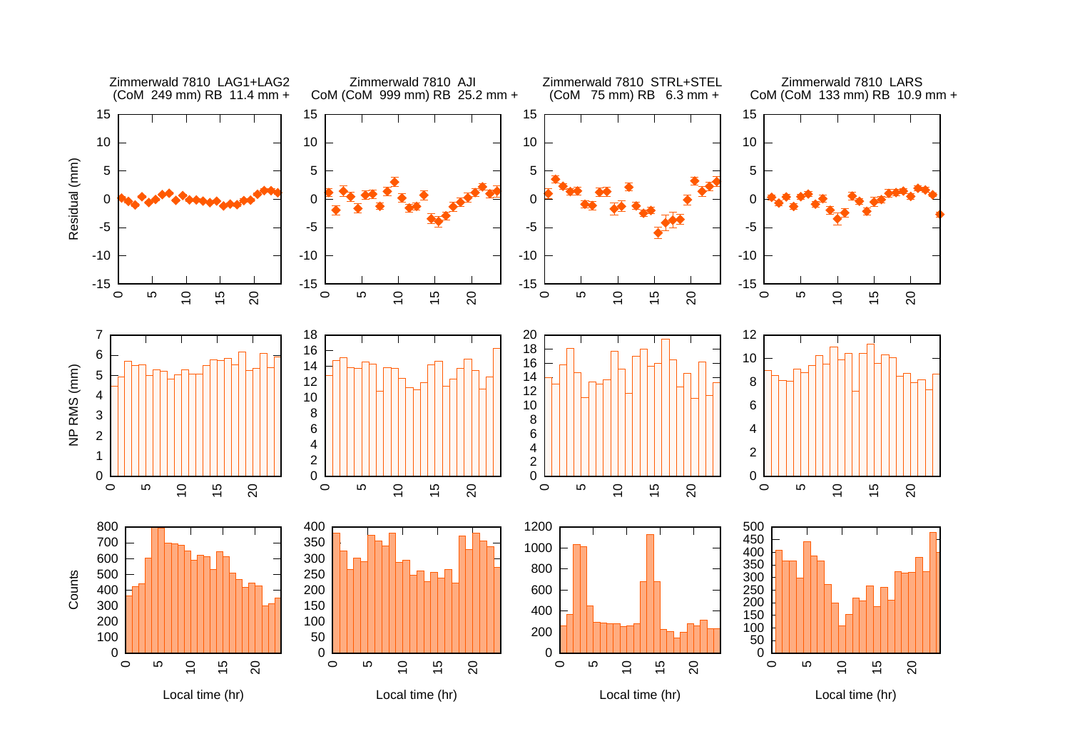Zimmerwald 7810 LAG1+LAG2
(CoM 249 mm) RB 11.4 mm +

Zimmerwald 7810 AJI
CoM (CoM 999 mm) RB 25.2 mm +

Zimmerwald 7810 STRL+STEL
(CoM 75 mm) RB 6.3 mm +

Zimmerwald 7810 LARS
CoM (CoM 133 mm) RB 10.9 mm +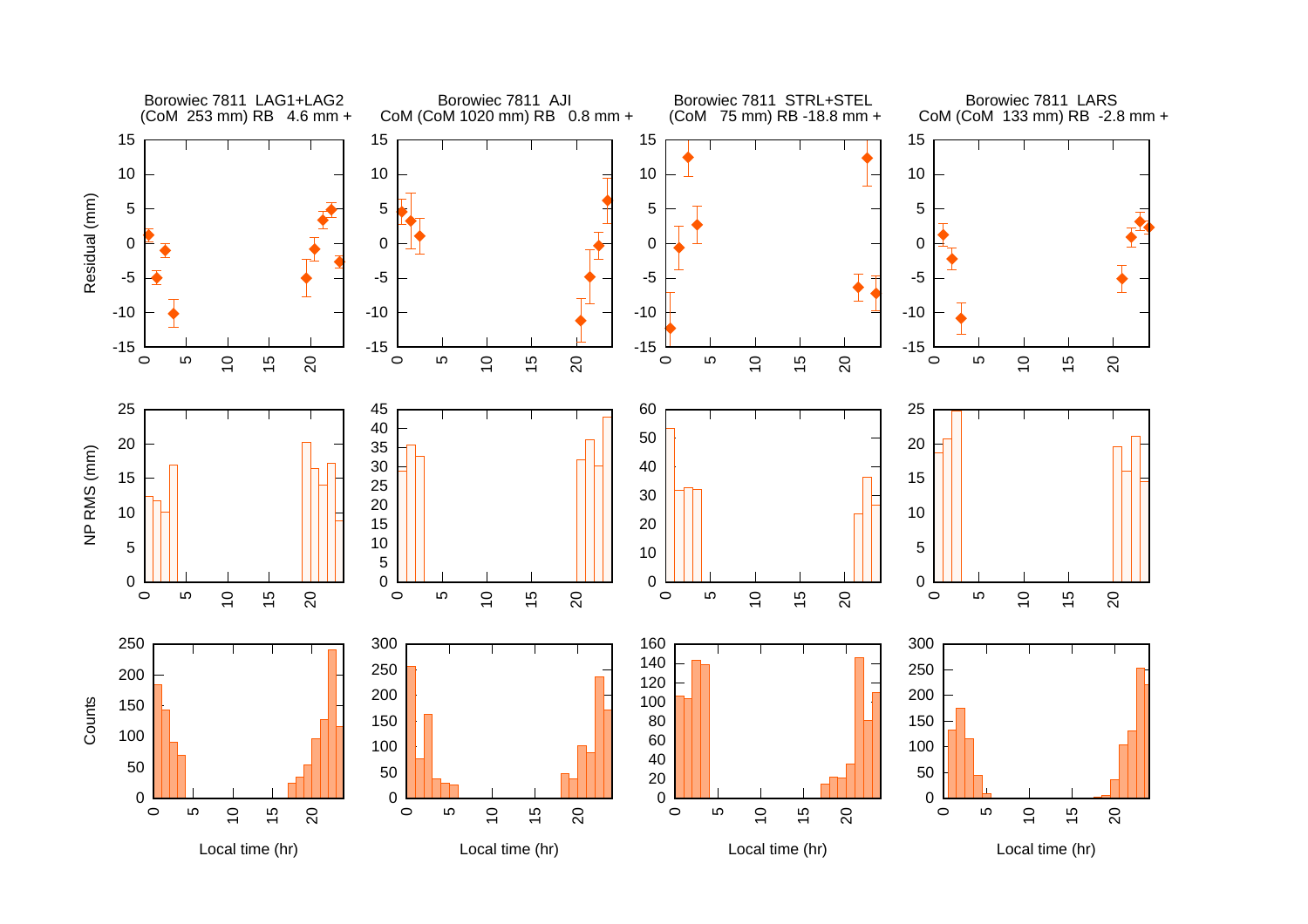Borowiec 7811 LAG1+LAG2
(CoM 253 mm) RB 4.6 mm +

Borowiec 7811 AJI
CoM (CoM 1020 mm) RB 0.8 mm +

Borowiec 7811 STRL+STEL
(CoM 75 mm) RB -18.8 mm +

Borowiec 7811 LARS
CoM (CoM 133 mm) RB -2.8 mm +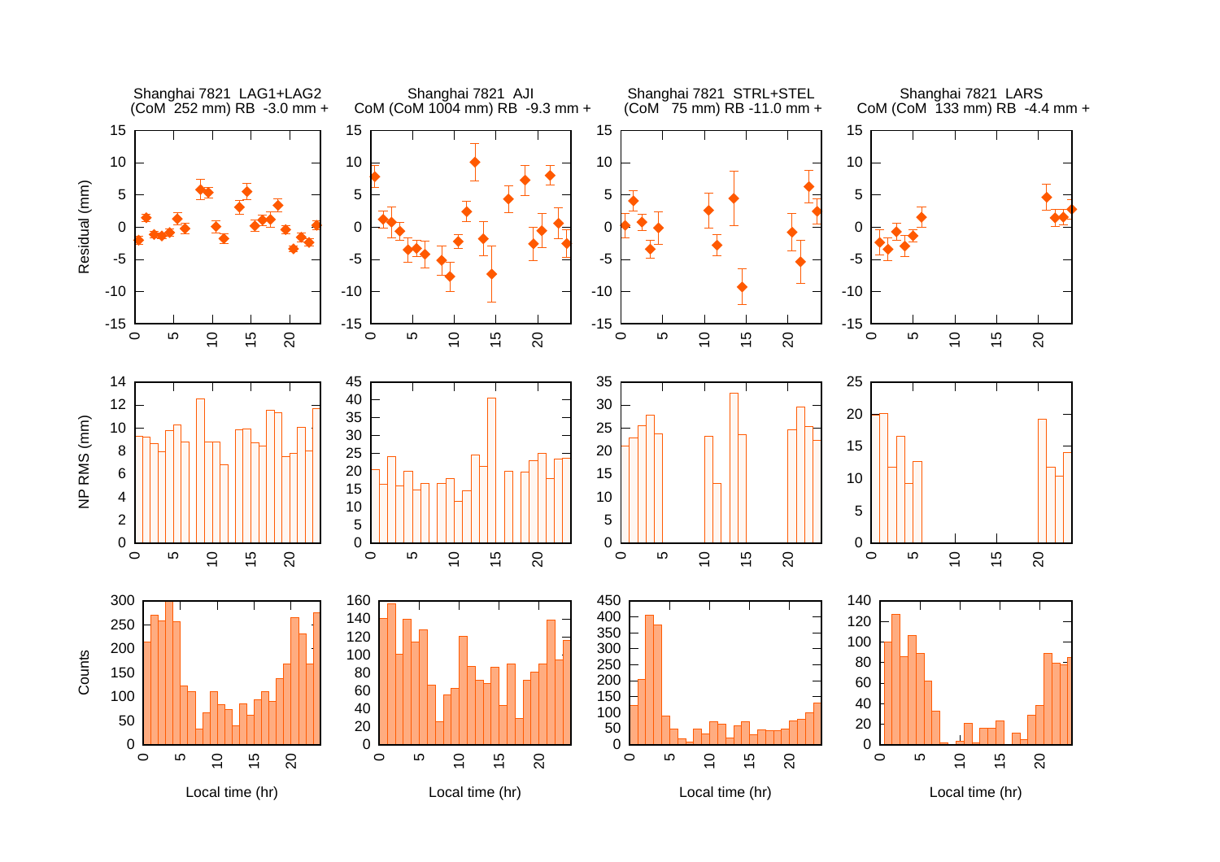Shanghai 7821 LAG1+LAG2
(CoM 252 mm) RB -3.0 mm +

Shanghai 7821 AJI
CoM (CoM 1004 mm) RB -9.3 mm +

Shanghai 7821 STRL+STEL
(CoM 75 mm) RB -11.0 mm +

Shanghai 7821 LARS
CoM (CoM 133 mm) RB -4.4 mm +

Residual (mm)

NP RMS (mm)

Counts

Local time (hr)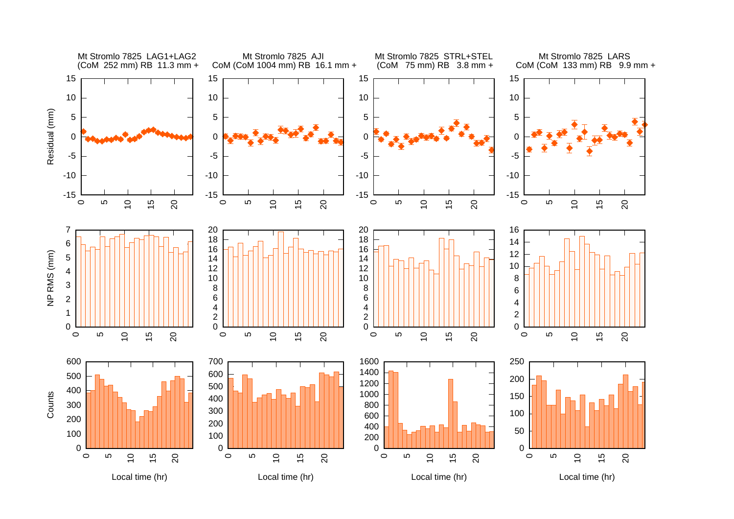Mt Stromlo 7825 LAG1+LAG2
(CoM 252 mm) RB 11.3 mm +

Mt Stromlo 7825 AJI
CoM (CoM 1004 mm) RB 16.1 mm +

Mt Stromlo 7825 STRL+STEL
(CoM 75 mm) RB 3.8 mm +

Mt Stromlo 7825 LARS
CoM (CoM 133 mm) RB 9.9 mm +

Residual (mm)

NP RMS (mm)

Counts

Local time (hr)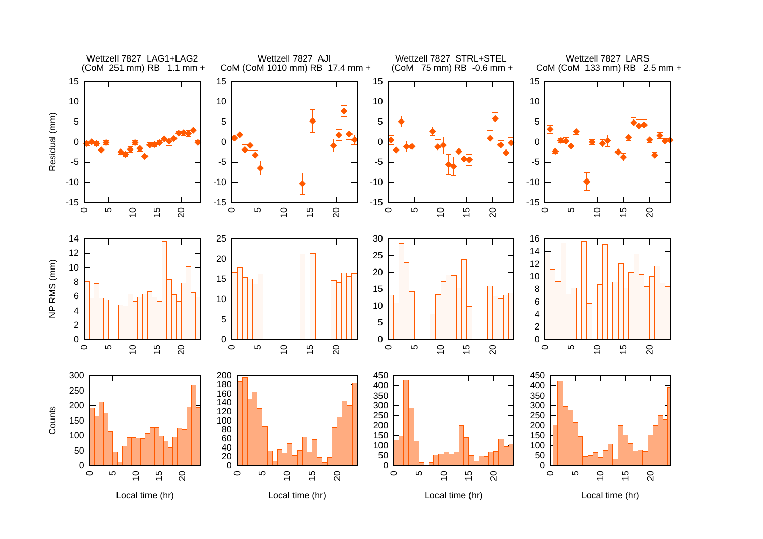Wettzell 7827 LAG1+LAG2
(CoM 251 mm) RB 1.1 mm +

Wettzell 7827 AJI
CoM (CoM 1010 mm) RB 17.4 mm +

Wettzell 7827 STRL+STEL
(CoM 75 mm) RB -0.6 mm +

Wettzell 7827 LARS
CoM (CoM 133 mm) RB 2.5 mm +

Residual (mm)

NP RMS (mm)

Counts

Local time (hr)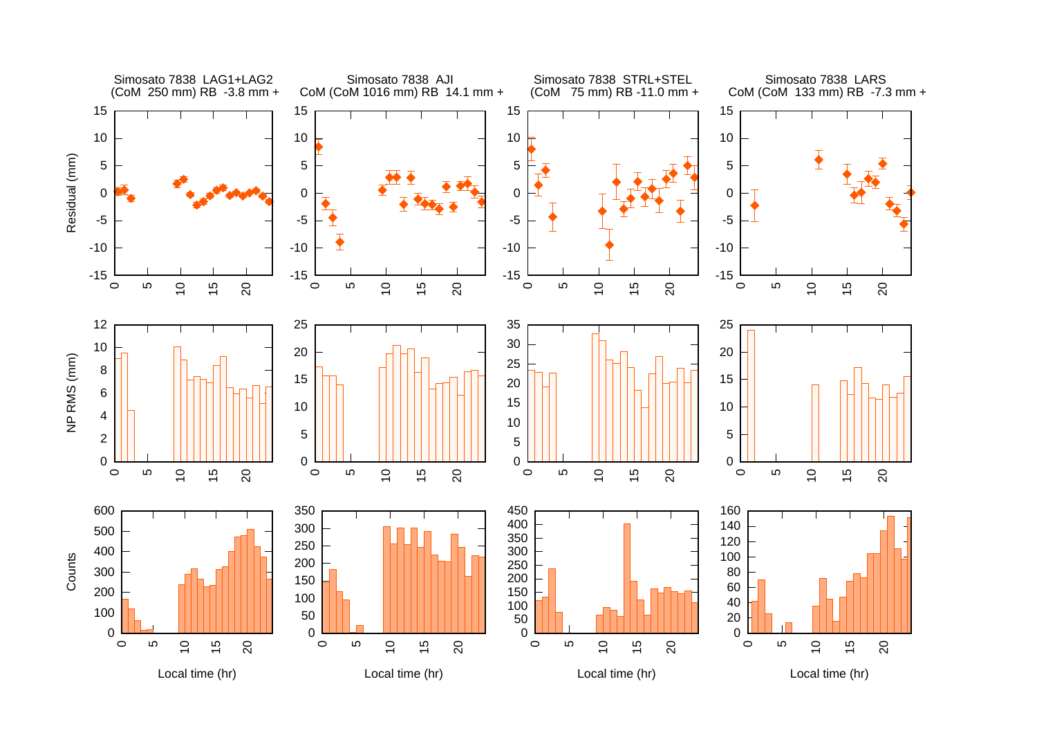Simosato 7838 LAG1+LAG2
(CoM 250 mm) RB -3.8 mm +

Simosato 7838 AJI
CoM (CoM 1016 mm) RB 14.1 mm +

Simosato 7838 STRL+STEL
(CoM 75 mm) RB -11.0 mm +

Simosato 7838 LARS
CoM (CoM 133 mm) RB -7.3 mm +

Residual (mm)

NP RMS (mm)

Counts

Local time (hr)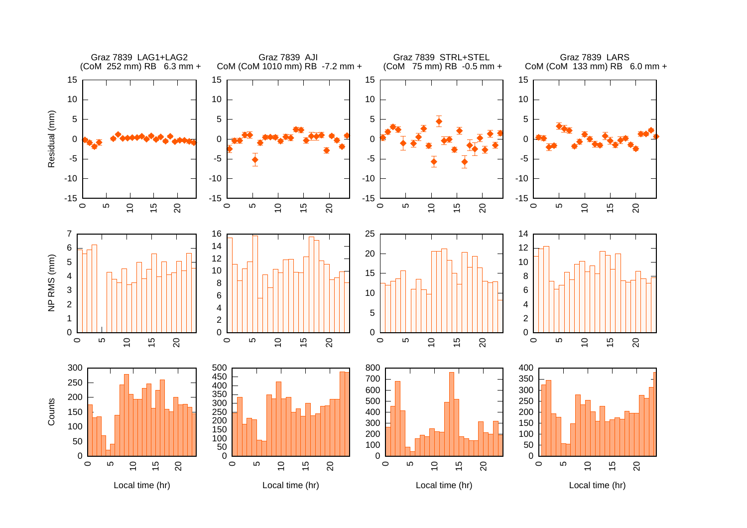Graz 7839 LAG1+LAG2
(CoM 252 mm) RB 6.3 mm +

Graz 7839 AJI
CoM (CoM 1010 mm) RB -7.2 mm +

Graz 7839 STRL+STEL
(CoM 75 mm) RB -0.5 mm +

Graz 7839 LARS
CoM (CoM 133 mm) RB 6.0 mm +

Residual (mm)

NP RMS (mm)

Counts

Local time (hr)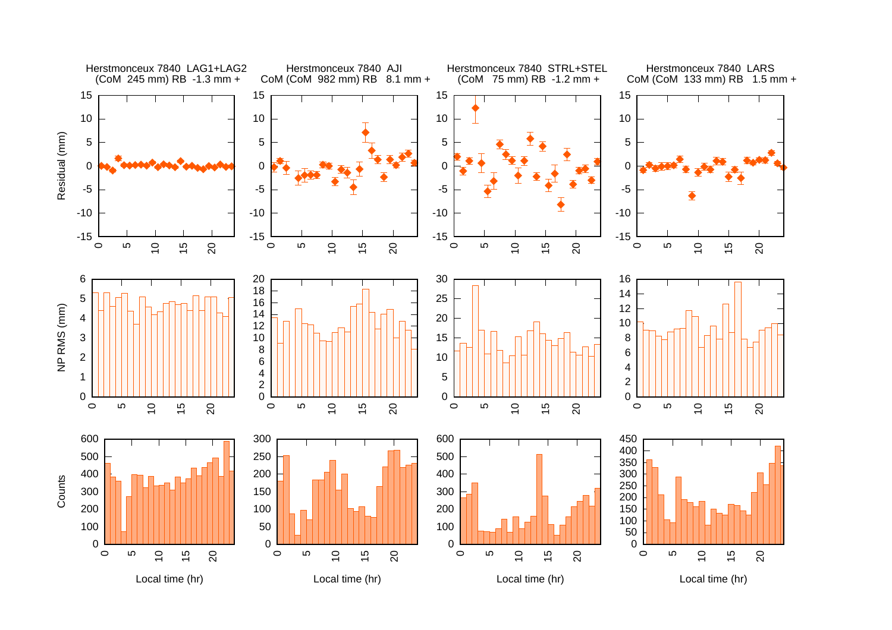Herstmonceux 7840 LAG1+LAG2
(CoM 245 mm) RB -1.3 mm +

Herstmonceux 7840 AJI
CoM (CoM 982 mm) RB 8.1 mm +

Herstmonceux 7840 STRL+STEL
(CoM 75 mm) RB -1.2 mm +

Herstmonceux 7840 LARS
CoM (CoM 133 mm) RB 1.5 mm +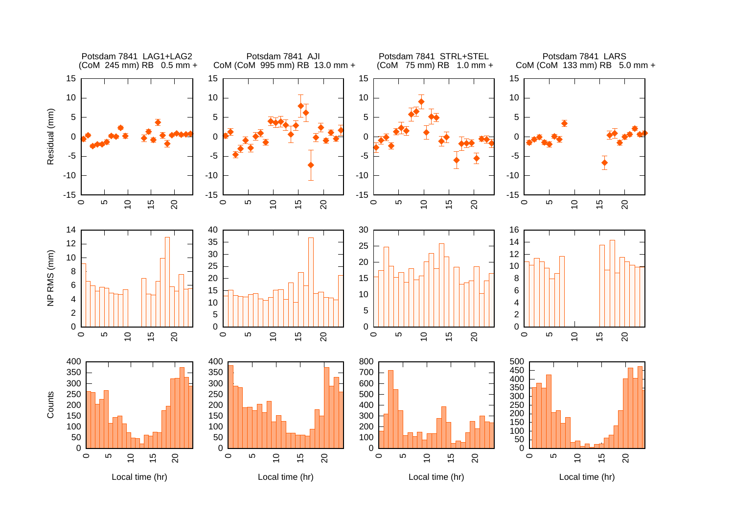Potsdam 7841 LAG1+LAG2
(CoM 245 mm) RB 0.5 mm +

Potsdam 7841 AJI
CoM (CoM 995 mm) RB 13.0 mm +

Potsdam 7841 STRL+STEL
(CoM 75 mm) RB 1.0 mm +

Potsdam 7841 LARS
CoM (CoM 133 mm) RB 5.0 mm +

Residual (mm)

NP RMS (mm)

Counts

Local time (hr)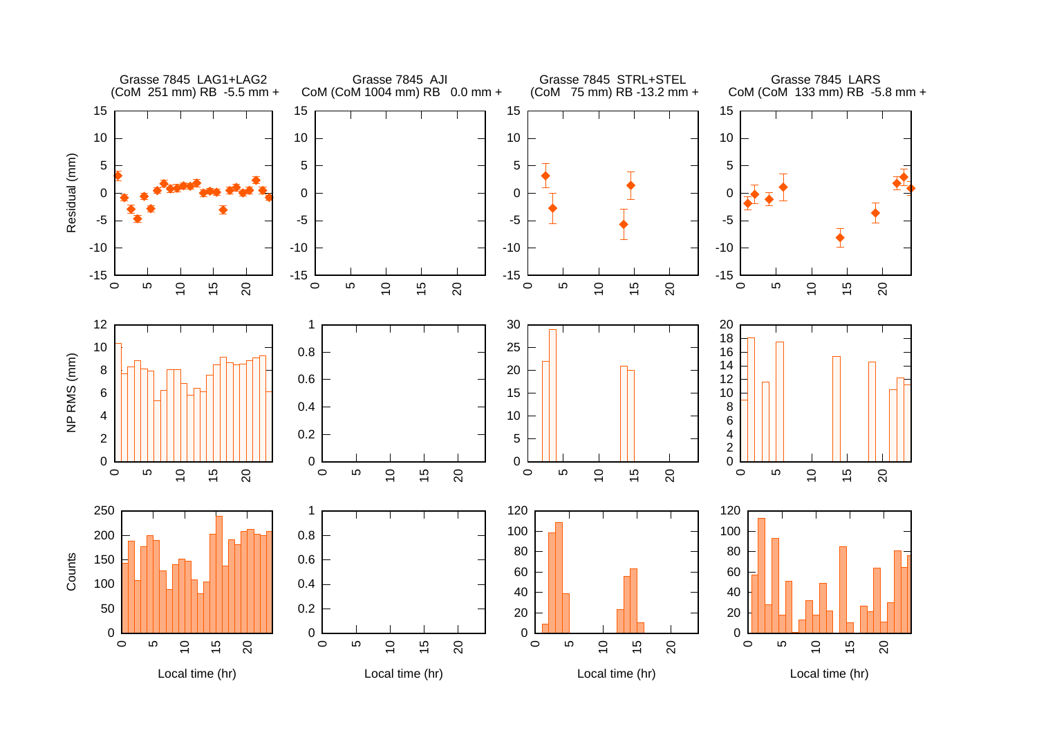Grasse 7845 LAG1+LAG2
(CoM 251 mm) RB -5.5 mm +

Grasse 7845 AJI
CoM (CoM 1004 mm) RB 0.0 mm +

Grasse 7845 STRL+STEL
(CoM 75 mm) RB -13.2 mm +

Grasse 7845 LARS
CoM (CoM 133 mm) RB -5.8 mm +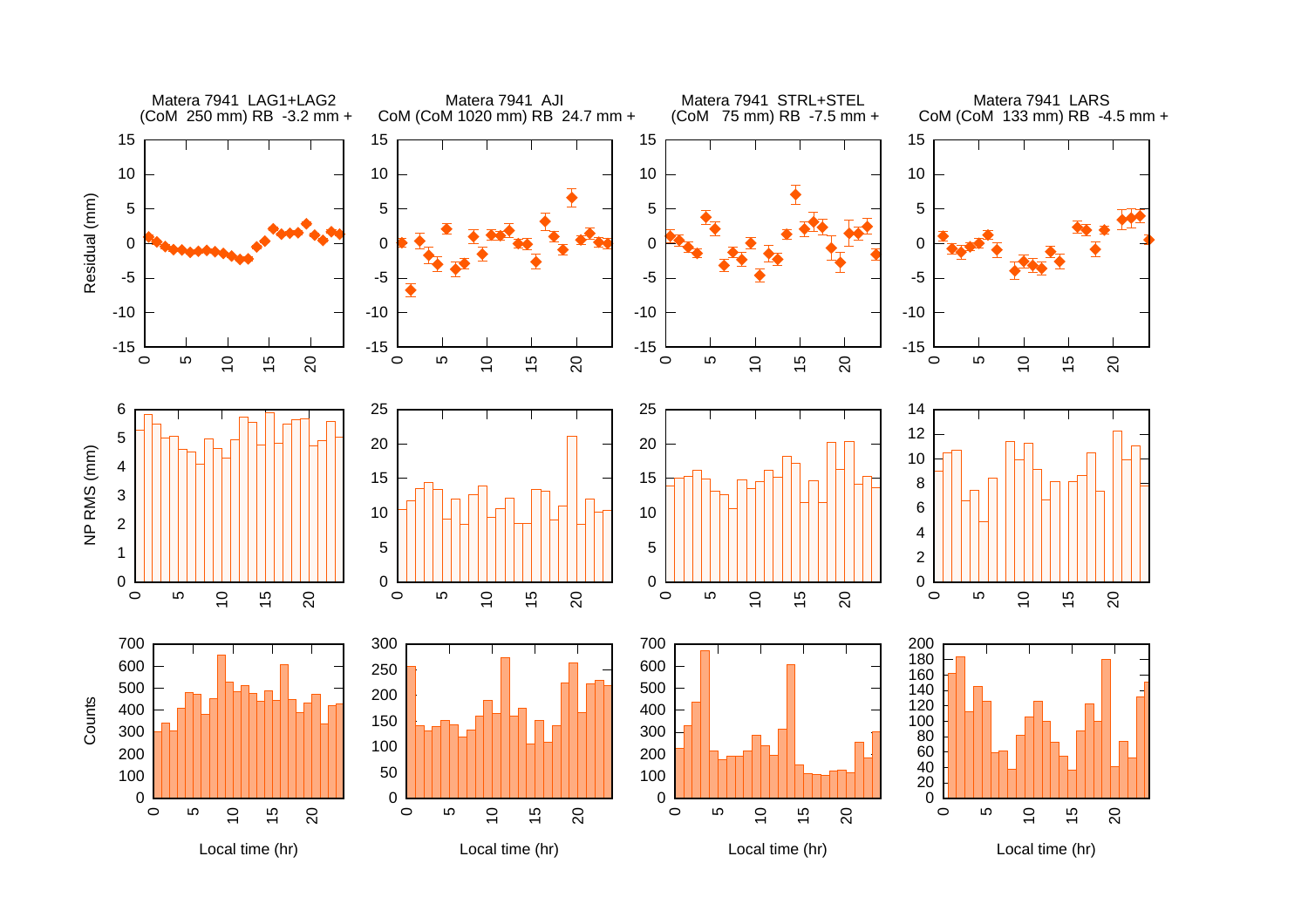Matera 7941 LAG1+LAG2
(CoM 250 mm) RB -3.2 mm +

Matera 7941 AJI
CoM (CoM 1020 mm) RB 24.7 mm +

Matera 7941 STRL+STEL
(CoM 75 mm) RB -7.5 mm +

Matera 7941 LARS
CoM (CoM 133 mm) RB -4.5 mm +

Residual (mm)

NP RMS (mm)

Counts

Local time (hr)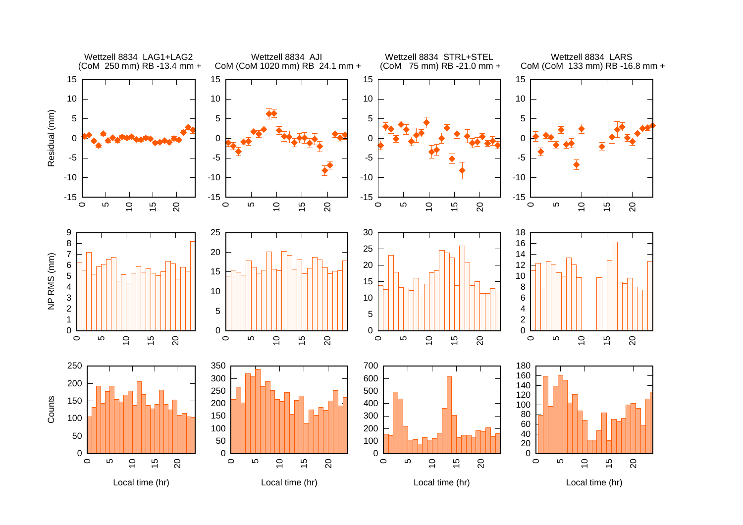Wettzell 8834 LAG1+LAG2
(CoM 250 mm) RB -13.4 mm +

Wettzell 8834 AJI
CoM (CoM 1020 mm) RB 24.1 mm +

Wettzell 8834 STRL+STEL
(CoM 75 mm) RB -21.0 mm +

Wettzell 8834 LARS
CoM (CoM 133 mm) RB -16.8 mm +

Residual (mm)

NP RMS (mm)

Counts

Local time (hr)